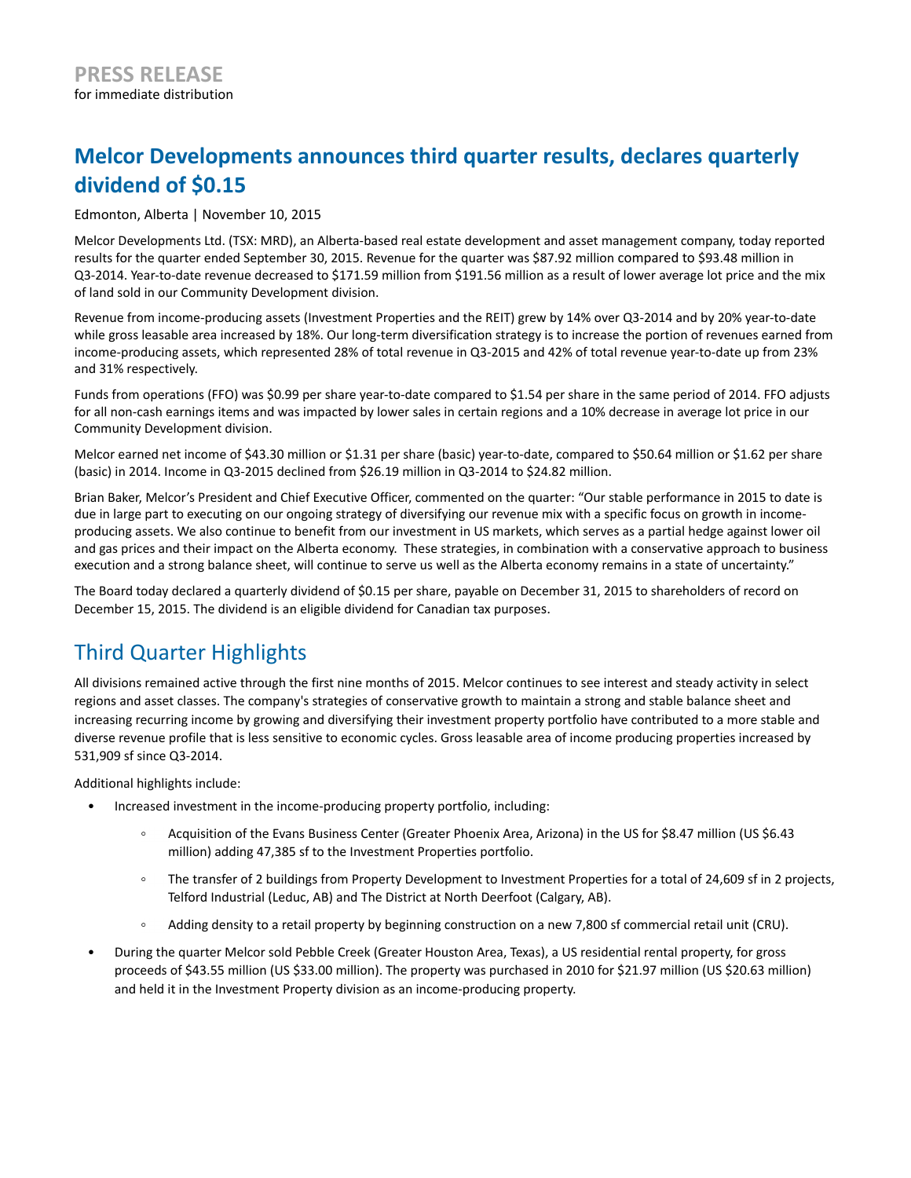**PRESS RELEASE**
for immediate distribution

# Melcor Developments announces third quarter results, declares quarterly dividend of $0.15

Edmonton, Alberta | November 10, 2015

Melcor Developments Ltd. (TSX: MRD), an Alberta-based real estate development and asset management company, today reported results for the quarter ended September 30, 2015. Revenue for the quarter was $87.92 million compared to $93.48 million in Q3-2014. Year-to-date revenue decreased to $171.59 million from $191.56 million as a result of lower average lot price and the mix of land sold in our Community Development division.

Revenue from income-producing assets (Investment Properties and the REIT) grew by 14% over Q3-2014 and by 20% year-to-date while gross leasable area increased by 18%. Our long-term diversification strategy is to increase the portion of revenues earned from income-producing assets, which represented 28% of total revenue in Q3-2015 and 42% of total revenue year-to-date up from 23% and 31% respectively.

Funds from operations (FFO) was $0.99 per share year-to-date compared to $1.54 per share in the same period of 2014. FFO adjusts for all non-cash earnings items and was impacted by lower sales in certain regions and a 10% decrease in average lot price in our Community Development division.

Melcor earned net income of $43.30 million or $1.31 per share (basic) year-to-date, compared to $50.64 million or $1.62 per share (basic) in 2014. Income in Q3-2015 declined from $26.19 million in Q3-2014 to $24.82 million.

Brian Baker, Melcor's President and Chief Executive Officer, commented on the quarter: "Our stable performance in 2015 to date is due in large part to executing on our ongoing strategy of diversifying our revenue mix with a specific focus on growth in income-producing assets. We also continue to benefit from our investment in US markets, which serves as a partial hedge against lower oil and gas prices and their impact on the Alberta economy. These strategies, in combination with a conservative approach to business execution and a strong balance sheet, will continue to serve us well as the Alberta economy remains in a state of uncertainty."

The Board today declared a quarterly dividend of $0.15 per share, payable on December 31, 2015 to shareholders of record on December 15, 2015. The dividend is an eligible dividend for Canadian tax purposes.

## Third Quarter Highlights

All divisions remained active through the first nine months of 2015. Melcor continues to see interest and steady activity in select regions and asset classes. The company's strategies of conservative growth to maintain a strong and stable balance sheet and increasing recurring income by growing and diversifying their investment property portfolio have contributed to a more stable and diverse revenue profile that is less sensitive to economic cycles. Gross leasable area of income producing properties increased by 531,909 sf since Q3-2014.

Additional highlights include:

- Increased investment in the income-producing property portfolio, including:
  - Acquisition of the Evans Business Center (Greater Phoenix Area, Arizona) in the US for $8.47 million (US $6.43 million) adding 47,385 sf to the Investment Properties portfolio.
  - The transfer of 2 buildings from Property Development to Investment Properties for a total of 24,609 sf in 2 projects, Telford Industrial (Leduc, AB) and The District at North Deerfoot (Calgary, AB).
  - Adding density to a retail property by beginning construction on a new 7,800 sf commercial retail unit (CRU).
- During the quarter Melcor sold Pebble Creek (Greater Houston Area, Texas), a US residential rental property, for gross proceeds of $43.55 million (US $33.00 million). The property was purchased in 2010 for $21.97 million (US $20.63 million) and held it in the Investment Property division as an income-producing property.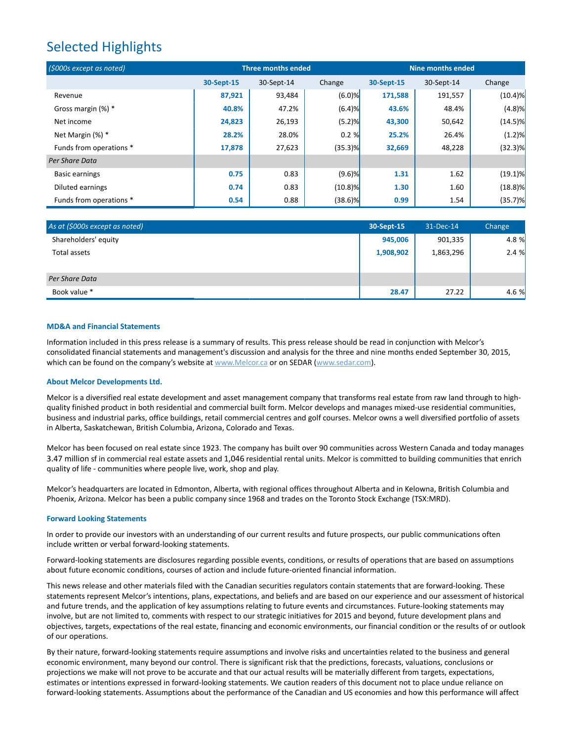# Selected Highlights

| *($000s except as noted)* | Three months ended | | | Nine months ended | | |
|---|---|---|---|---|---|---|
| | **30-Sept-15** | 30-Sept-14 | Change | **30-Sept-15** | 30-Sept-14 | Change |
| Revenue | **87,921** | 93,484 | (6.0)% | **171,588** | 191,557 | (10.4)% |
| Gross margin (%) * | **40.8%** | 47.2% | (6.4)% | **43.6%** | 48.4% | (4.8)% |
| Net income | **24,823** | 26,193 | (5.2)% | **43,300** | 50,642 | (14.5)% |
| Net Margin (%) * | **28.2%** | 28.0% | 0.2 % | **25.2%** | 26.4% | (1.2)% |
| Funds from operations * | **17,878** | 27,623 | (35.3)% | **32,669** | 48,228 | (32.3)% |
| *Per Share Data* | | | | | | |
| Basic earnings | **0.75** | 0.83 | (9.6)% | **1.31** | 1.62 | (19.1)% |
| Diluted earnings | **0.74** | 0.83 | (10.8)% | **1.30** | 1.60 | (18.8)% |
| Funds from operations * | **0.54** | 0.88 | (38.6)% | **0.99** | 1.54 | (35.7)% |

| *As at ($000s except as noted)* | **30-Sept-15** | 31-Dec-14 | Change |
|---|---|---|---|
| Shareholders' equity | **945,006** | 901,335 | 4.8 % |
| Total assets | **1,908,902** | 1,863,296 | 2.4 % |
| *Per Share Data* | | | |
| Book value * | **28.47** | 27.22 | 4.6 % |

### MD&A and Financial Statements

Information included in this press release is a summary of results. This press release should be read in conjunction with Melcor's consolidated financial statements and management's discussion and analysis for the three and nine months ended September 30, 2015, which can be found on the company's website at www.Melcor.ca or on SEDAR (www.sedar.com).

### About Melcor Developments Ltd.

Melcor is a diversified real estate development and asset management company that transforms real estate from raw land through to high-quality finished product in both residential and commercial built form. Melcor develops and manages mixed-use residential communities, business and industrial parks, office buildings, retail commercial centres and golf courses. Melcor owns a well diversified portfolio of assets in Alberta, Saskatchewan, British Columbia, Arizona, Colorado and Texas.

Melcor has been focused on real estate since 1923. The company has built over 90 communities across Western Canada and today manages 3.47 million sf in commercial real estate assets and 1,046 residential rental units. Melcor is committed to building communities that enrich quality of life - communities where people live, work, shop and play.

Melcor's headquarters are located in Edmonton, Alberta, with regional offices throughout Alberta and in Kelowna, British Columbia and Phoenix, Arizona. Melcor has been a public company since 1968 and trades on the Toronto Stock Exchange (TSX:MRD).

### Forward Looking Statements

In order to provide our investors with an understanding of our current results and future prospects, our public communications often include written or verbal forward-looking statements.

Forward-looking statements are disclosures regarding possible events, conditions, or results of operations that are based on assumptions about future economic conditions, courses of action and include future-oriented financial information.

This news release and other materials filed with the Canadian securities regulators contain statements that are forward-looking. These statements represent Melcor's intentions, plans, expectations, and beliefs and are based on our experience and our assessment of historical and future trends, and the application of key assumptions relating to future events and circumstances. Future-looking statements may involve, but are not limited to, comments with respect to our strategic initiatives for 2015 and beyond, future development plans and objectives, targets, expectations of the real estate, financing and economic environments, our financial condition or the results of or outlook of our operations.

By their nature, forward-looking statements require assumptions and involve risks and uncertainties related to the business and general economic environment, many beyond our control. There is significant risk that the predictions, forecasts, valuations, conclusions or projections we make will not prove to be accurate and that our actual results will be materially different from targets, expectations, estimates or intentions expressed in forward-looking statements. We caution readers of this document not to place undue reliance on forward-looking statements. Assumptions about the performance of the Canadian and US economies and how this performance will affect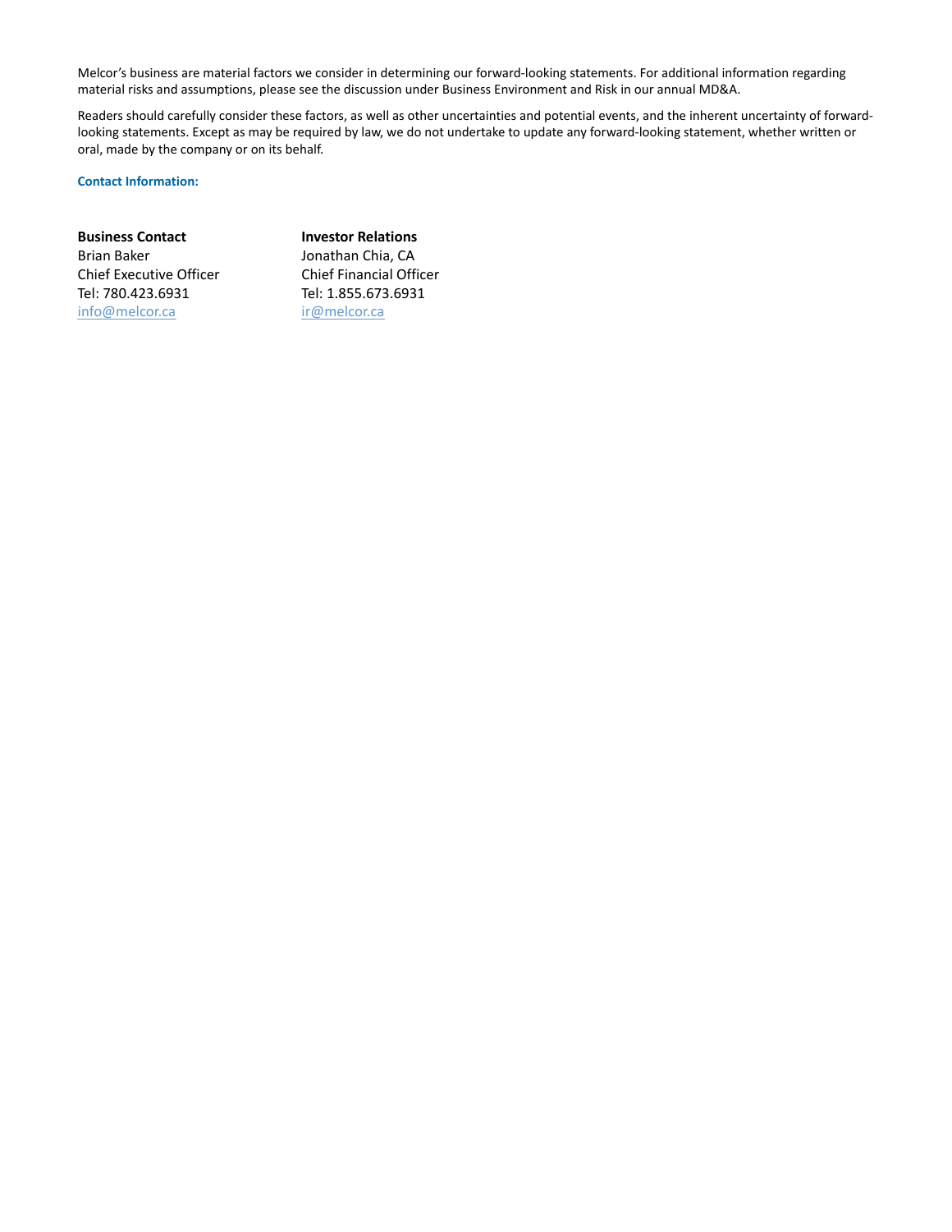Melcor's business are material factors we consider in determining our forward-looking statements. For additional information regarding material risks and assumptions, please see the discussion under Business Environment and Risk in our annual MD&A.

Readers should carefully consider these factors, as well as other uncertainties and potential events, and the inherent uncertainty of forward-looking statements. Except as may be required by law, we do not undertake to update any forward-looking statement, whether written or oral, made by the company or on its behalf.

**Contact Information:**

**Business Contact**
Brian Baker
Chief Executive Officer
Tel: 780.423.6931
info@melcor.ca

**Investor Relations**
Jonathan Chia, CA
Chief Financial Officer
Tel: 1.855.673.6931
ir@melcor.ca